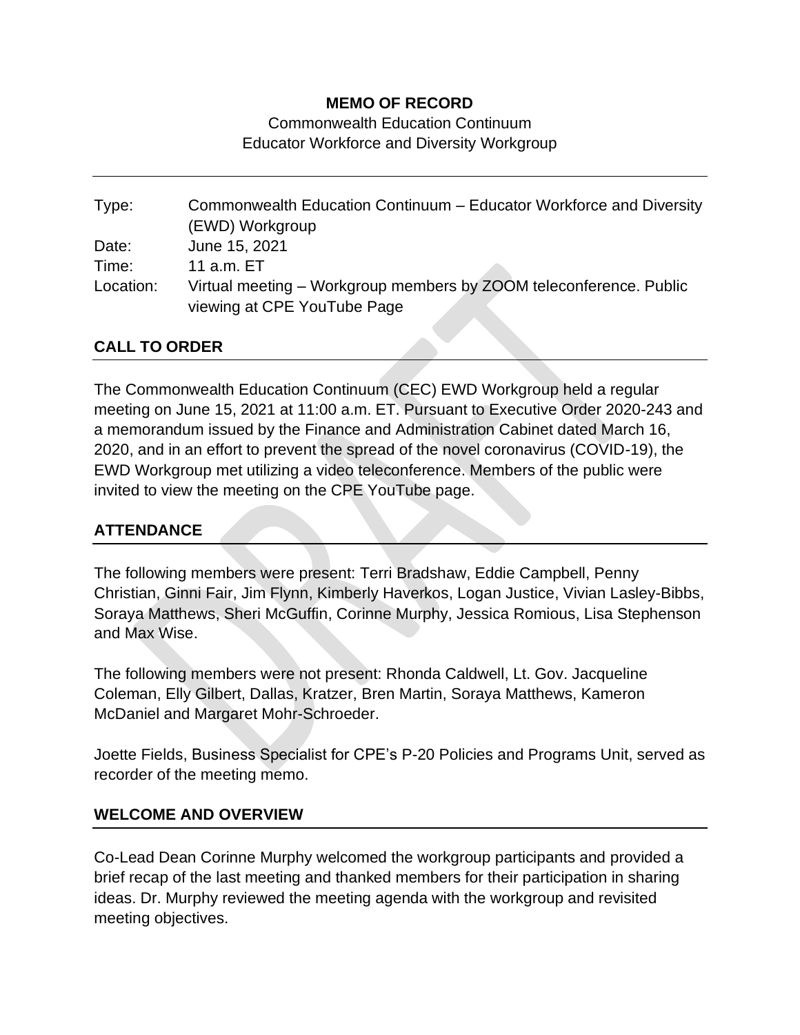**MEMO OF RECORD**

Commonwealth Education Continuum
Educator Workforce and Diversity Workgroup

| | |
|---|---|
| Type: | Commonwealth Education Continuum – Educator Workforce and Diversity (EWD) Workgroup |
| Date: | June 15, 2021 |
| Time: | 11 a.m. ET |
| Location: | Virtual meeting – Workgroup members by ZOOM teleconference. Public viewing at CPE YouTube Page |

## CALL TO ORDER

The Commonwealth Education Continuum (CEC) EWD Workgroup held a regular meeting on June 15, 2021 at 11:00 a.m. ET. Pursuant to Executive Order 2020-243 and a memorandum issued by the Finance and Administration Cabinet dated March 16, 2020, and in an effort to prevent the spread of the novel coronavirus (COVID-19), the EWD Workgroup met utilizing a video teleconference. Members of the public were invited to view the meeting on the CPE YouTube page.

## ATTENDANCE

The following members were present: Terri Bradshaw, Eddie Campbell, Penny Christian, Ginni Fair, Jim Flynn, Kimberly Haverkos, Logan Justice, Vivian Lasley-Bibbs, Soraya Matthews, Sheri McGuffin, Corinne Murphy, Jessica Romious, Lisa Stephenson and Max Wise.

The following members were not present: Rhonda Caldwell, Lt. Gov. Jacqueline Coleman, Elly Gilbert, Dallas, Kratzer, Bren Martin, Soraya Matthews, Kameron McDaniel and Margaret Mohr-Schroeder.

Joette Fields, Business Specialist for CPE's P-20 Policies and Programs Unit, served as recorder of the meeting memo.

## WELCOME AND OVERVIEW

Co-Lead Dean Corinne Murphy welcomed the workgroup participants and provided a brief recap of the last meeting and thanked members for their participation in sharing ideas. Dr. Murphy reviewed the meeting agenda with the workgroup and revisited meeting objectives.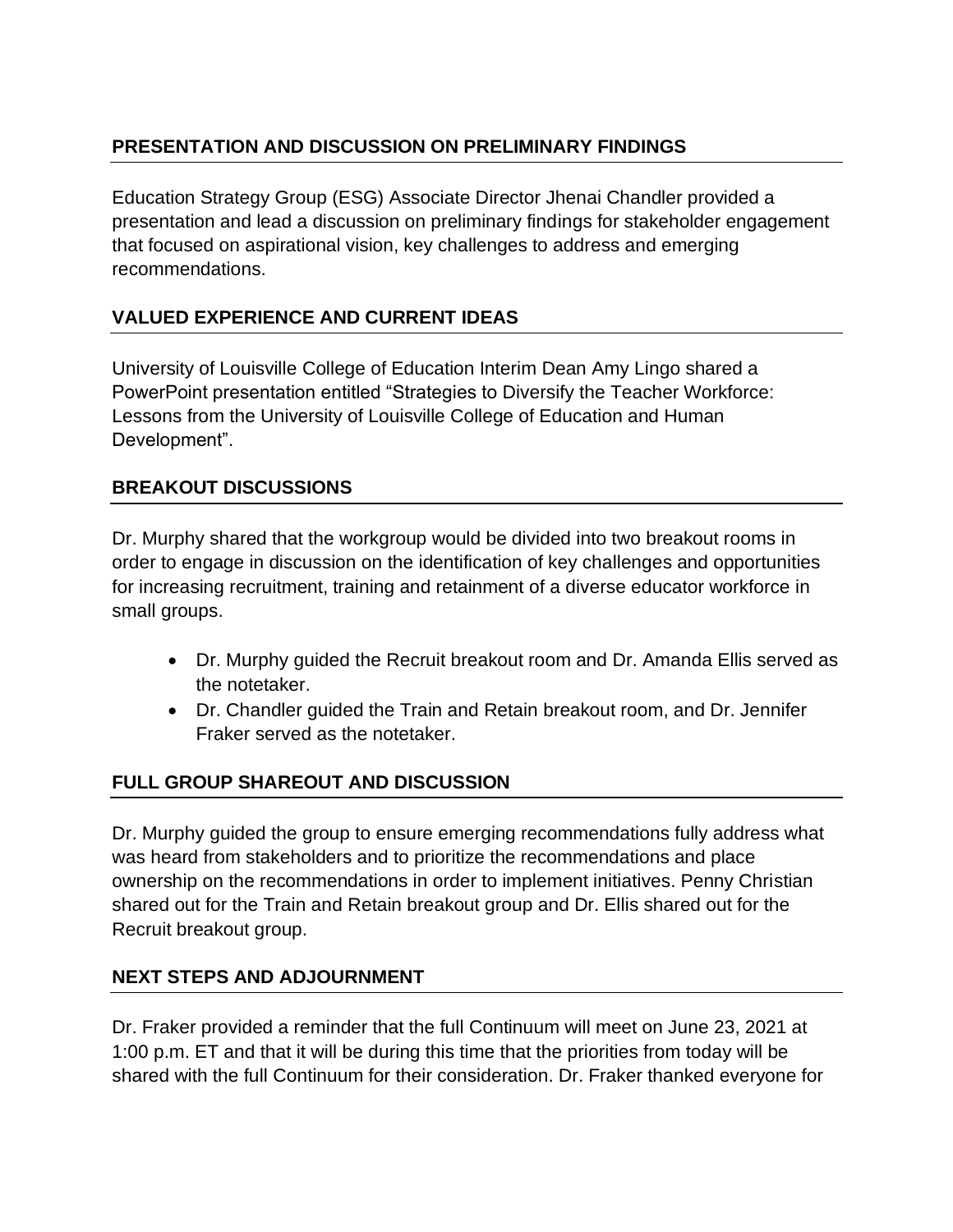## PRESENTATION AND DISCUSSION ON PRELIMINARY FINDINGS

Education Strategy Group (ESG) Associate Director Jhenai Chandler provided a presentation and lead a discussion on preliminary findings for stakeholder engagement that focused on aspirational vision, key challenges to address and emerging recommendations.

## VALUED EXPERIENCE AND CURRENT IDEAS

University of Louisville College of Education Interim Dean Amy Lingo shared a PowerPoint presentation entitled "Strategies to Diversify the Teacher Workforce: Lessons from the University of Louisville College of Education and Human Development".

## BREAKOUT DISCUSSIONS

Dr. Murphy shared that the workgroup would be divided into two breakout rooms in order to engage in discussion on the identification of key challenges and opportunities for increasing recruitment, training and retainment of a diverse educator workforce in small groups.

- Dr. Murphy guided the Recruit breakout room and Dr. Amanda Ellis served as the notetaker.
- Dr. Chandler guided the Train and Retain breakout room, and Dr. Jennifer Fraker served as the notetaker.

## FULL GROUP SHAREOUT AND DISCUSSION

Dr. Murphy guided the group to ensure emerging recommendations fully address what was heard from stakeholders and to prioritize the recommendations and place ownership on the recommendations in order to implement initiatives. Penny Christian shared out for the Train and Retain breakout group and Dr. Ellis shared out for the Recruit breakout group.

## NEXT STEPS AND ADJOURNMENT

Dr. Fraker provided a reminder that the full Continuum will meet on June 23, 2021 at 1:00 p.m. ET and that it will be during this time that the priorities from today will be shared with the full Continuum for their consideration. Dr. Fraker thanked everyone for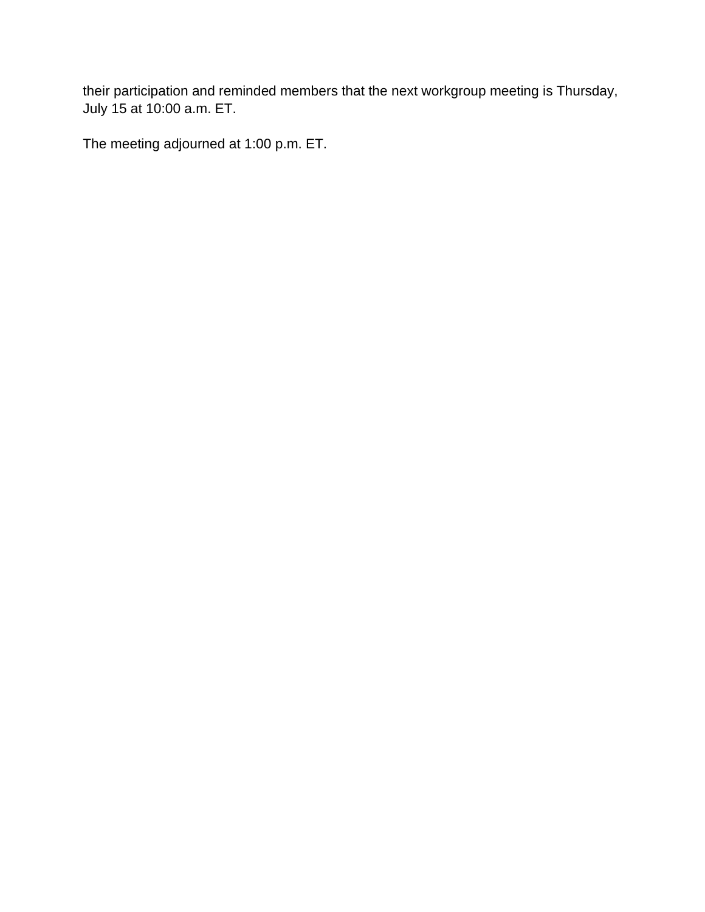their participation and reminded members that the next workgroup meeting is Thursday, July 15 at 10:00 a.m. ET.

The meeting adjourned at 1:00 p.m. ET.